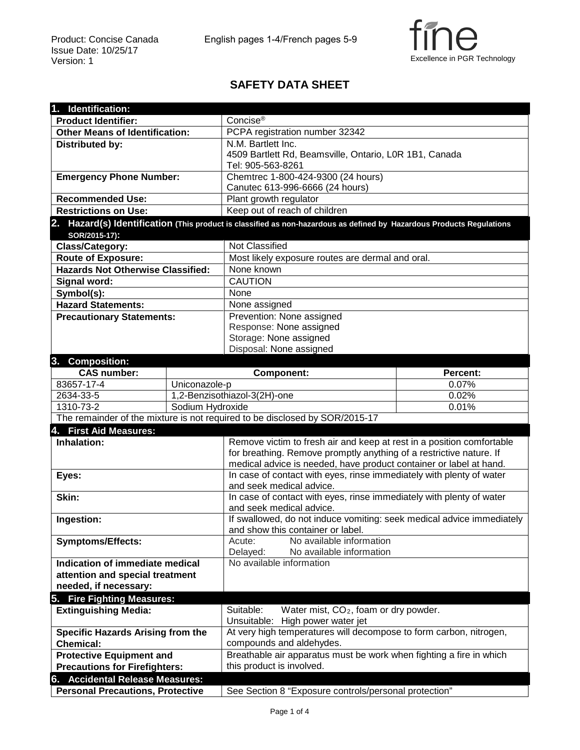Product: Concise Canada
Issue Date: 10/25/17
Version: 1

English pages 1-4/French pages 5-9

fine
Excellence in PGR Technology

# SAFETY DATA SHEET

## 1. Identification:

| | |
|---|---|
| **Product Identifier:** | Concise® |
| **Other Means of Identification:** | PCPA registration number 32342 |
| **Distributed by:** | N.M. Bartlett Inc.<br>4509 Bartlett Rd, Beamsville, Ontario, L0R 1B1, Canada<br>Tel: 905-563-8261 |
| **Emergency Phone Number:** | Chemtrec 1-800-424-9300 (24 hours)<br>Canutec 613-996-6666 (24 hours) |
| **Recommended Use:** | Plant growth regulator |
| **Restrictions on Use:** | Keep out of reach of children |

## 2. Hazard(s) Identification (This product is classified as non-hazardous as defined by Hazardous Products Regulations SOR/2015-17):

| | |
|---|---|
| **Class/Category:** | Not Classified |
| **Route of Exposure:** | Most likely exposure routes are dermal and oral. |
| **Hazards Not Otherwise Classified:** | None known |
| **Signal word:** | CAUTION |
| **Symbol(s):** | None |
| **Hazard Statements:** | None assigned |
| **Precautionary Statements:** | Prevention: None assigned<br>Response: None assigned<br>Storage: None assigned<br>Disposal: None assigned |

## 3. Composition:

| CAS number: | Component: | Percent: |
|---|---|---|
| 83657-17-4 | Uniconazole-p | 0.07% |
| 2634-33-5 | 1,2-Benzisothiazol-3(2H)-one | 0.02% |
| 1310-73-2 | Sodium Hydroxide | 0.01% |
| The remainder of the mixture is not required to be disclosed by SOR/2015-17 | | |

## 4. First Aid Measures:

| | |
|---|---|
| **Inhalation:** | Remove victim to fresh air and keep at rest in a position comfortable for breathing. Remove promptly anything of a restrictive nature. If medical advice is needed, have product container or label at hand. |
| **Eyes:** | In case of contact with eyes, rinse immediately with plenty of water and seek medical advice. |
| **Skin:** | In case of contact with eyes, rinse immediately with plenty of water and seek medical advice. |
| **Ingestion:** | If swallowed, do not induce vomiting: seek medical advice immediately and show this container or label. |
| **Symptoms/Effects:** | Acute: No available information<br>Delayed: No available information |
| **Indication of immediate medical attention and special treatment needed, if necessary:** | No available information |

## 5. Fire Fighting Measures:

| | |
|---|---|
| **Extinguishing Media:** | Suitable: Water mist, $CO_2$, foam or dry powder.<br>Unsuitable: High power water jet |
| **Specific Hazards Arising from the Chemical:** | At very high temperatures will decompose to form carbon, nitrogen, compounds and aldehydes. |
| **Protective Equipment and Precautions for Firefighters:** | Breathable air apparatus must be work when fighting a fire in which this product is involved. |

## 6. Accidental Release Measures:

| | |
|---|---|
| **Personal Precautions, Protective** | See Section 8 "Exposure controls/personal protection" |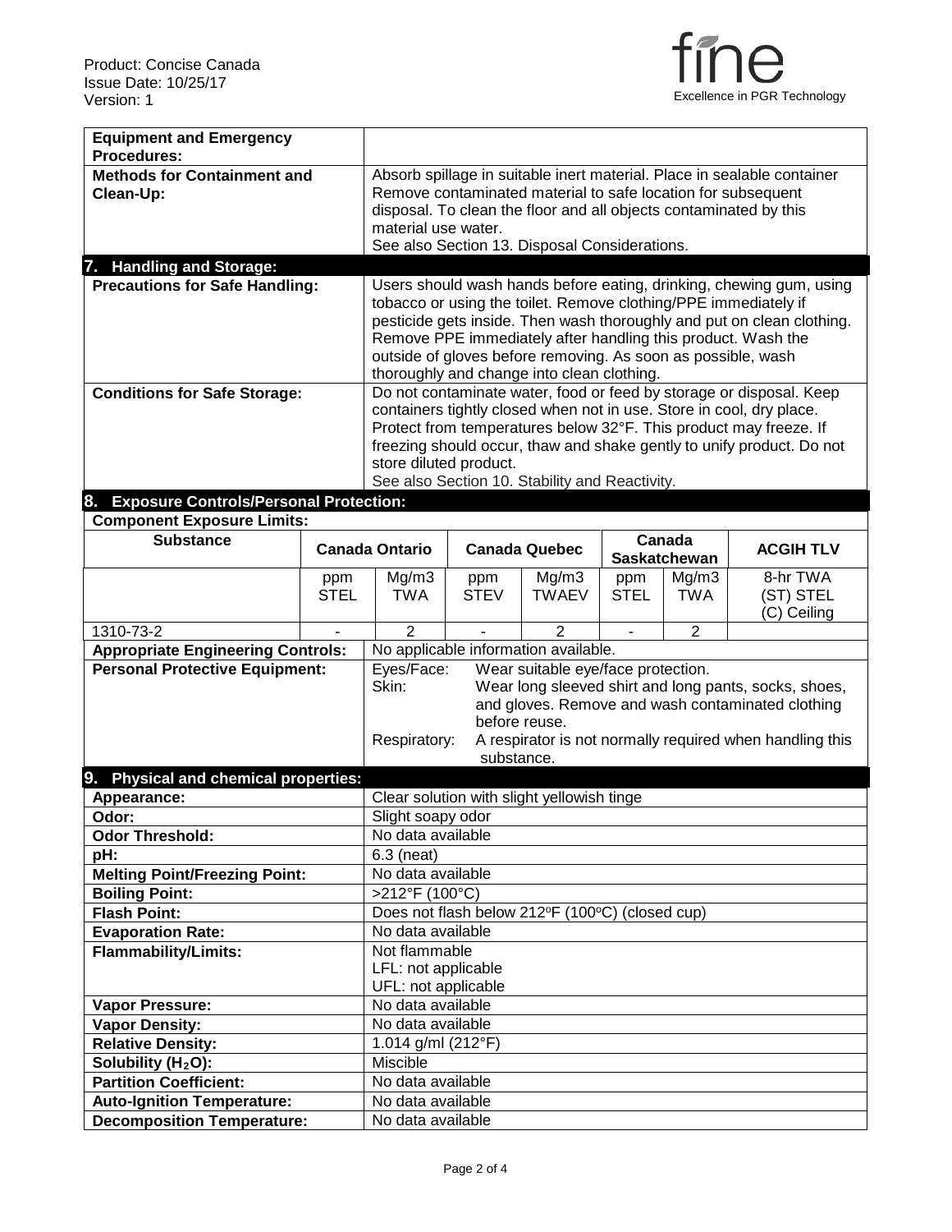| | |
|---|---|
| **Equipment and Emergency Procedures:** | |
| **Methods for Containment and Clean-Up:** | Absorb spillage in suitable inert material. Place in sealable container Remove contaminated material to safe location for subsequent disposal. To clean the floor and all objects contaminated by this material use water.<br>See also Section 13. Disposal Considerations. |

## 7. Handling and Storage:

| | |
|---|---|
| **Precautions for Safe Handling:** | Users should wash hands before eating, drinking, chewing gum, using tobacco or using the toilet. Remove clothing/PPE immediately if pesticide gets inside. Then wash thoroughly and put on clean clothing. Remove PPE immediately after handling this product. Wash the outside of gloves before removing. As soon as possible, wash thoroughly and change into clean clothing. |
| **Conditions for Safe Storage:** | Do not contaminate water, food or feed by storage or disposal. Keep containers tightly closed when not in use. Store in cool, dry place. Protect from temperatures below 32°F. This product may freeze. If freezing should occur, thaw and shake gently to unify product. Do not store diluted product.<br>See also Section 10. Stability and Reactivity. |

## 8. Exposure Controls/Personal Protection:

**Component Exposure Limits:**

| Substance | Canada Ontario | | Canada Quebec | | Canada Saskatchewan | | ACGIH TLV |
|---|---|---|---|---|---|---|---|
| | ppm STEL | Mg/m3 TWA | ppm STEV | Mg/m3 TWAEV | ppm STEL | Mg/m3 TWA | 8-hr TWA (ST) STEL (C) Ceiling |
| 1310-73-2 | - | 2 | - | 2 | - | 2 | |

| | |
|---|---|
| **Appropriate Engineering Controls:** | No applicable information available. |
| **Personal Protective Equipment:** | Eyes/Face: Wear suitable eye/face protection.<br>Skin: Wear long sleeved shirt and long pants, socks, shoes, and gloves. Remove and wash contaminated clothing before reuse.<br>Respiratory: A respirator is not normally required when handling this substance. |

## 9. Physical and chemical properties:

| | |
|---|---|
| **Appearance:** | Clear solution with slight yellowish tinge |
| **Odor:** | Slight soapy odor |
| **Odor Threshold:** | No data available |
| **pH:** | 6.3 (neat) |
| **Melting Point/Freezing Point:** | No data available |
| **Boiling Point:** | >212°F (100°C) |
| **Flash Point:** | Does not flash below 212°F (100°C) (closed cup) |
| **Evaporation Rate:** | No data available |
| **Flammability/Limits:** | Not flammable<br>LFL: not applicable<br>UFL: not applicable |
| **Vapor Pressure:** | No data available |
| **Vapor Density:** | No data available |
| **Relative Density:** | 1.014 g/ml (212°F) |
| **Solubility ($H_2O$):** | Miscible |
| **Partition Coefficient:** | No data available |
| **Auto-Ignition Temperature:** | No data available |
| **Decomposition Temperature:** | No data available |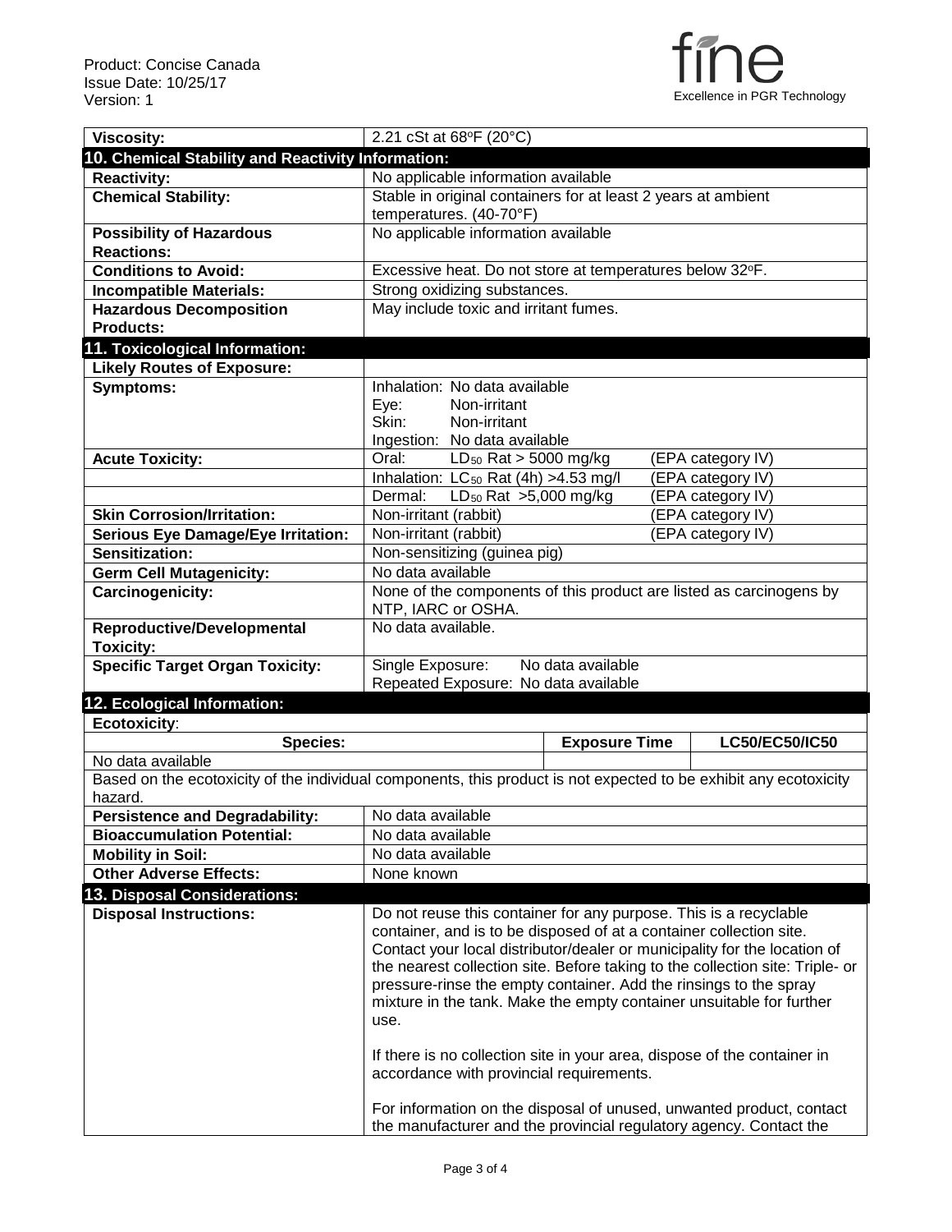| | |
|---|---|
| **Viscosity:** | 2.21 cSt at 68°F (20°C) |

## 10. Chemical Stability and Reactivity Information:

| | |
|---|---|
| **Reactivity:** | No applicable information available |
| **Chemical Stability:** | Stable in original containers for at least 2 years at ambient temperatures. (40-70°F) |
| **Possibility of Hazardous Reactions:** | No applicable information available |
| **Conditions to Avoid:** | Excessive heat. Do not store at temperatures below 32°F. |
| **Incompatible Materials:** | Strong oxidizing substances. |
| **Hazardous Decomposition Products:** | May include toxic and irritant fumes. |

## 11. Toxicological Information:

| | | |
|---|---|---|
| **Likely Routes of Exposure:** | | |
| **Symptoms:** | Inhalation: No data available<br>Eye: Non-irritant<br>Skin: Non-irritant<br>Ingestion: No data available | |
| **Acute Toxicity:** | Oral: $LD_{50}$ Rat > 5000 mg/kg | (EPA category IV) |
| | Inhalation: $LC_{50}$ Rat (4h) >4.53 mg/l | (EPA category IV) |
| | Dermal: $LD_{50}$ Rat >5,000 mg/kg | (EPA category IV) |
| **Skin Corrosion/Irritation:** | Non-irritant (rabbit) | (EPA category IV) |
| **Serious Eye Damage/Eye Irritation:** | Non-irritant (rabbit) | (EPA category IV) |
| **Sensitization:** | Non-sensitizing (guinea pig) | |
| **Germ Cell Mutagenicity:** | No data available | |
| **Carcinogenicity:** | None of the components of this product are listed as carcinogens by NTP, IARC or OSHA. | |
| **Reproductive/Developmental Toxicity:** | No data available. | |
| **Specific Target Organ Toxicity:** | Single Exposure: No data available<br>Repeated Exposure: No data available | |

## 12. Ecological Information:

**Ecotoxicity**:

| Species: | Exposure Time | LC50/EC50/IC50 |
|---|---|---|
| No data available | | |

Based on the ecotoxicity of the individual components, this product is not expected to be exhibit any ecotoxicity hazard.

| | |
|---|---|
| **Persistence and Degradability:** | No data available |
| **Bioaccumulation Potential:** | No data available |
| **Mobility in Soil:** | No data available |
| **Other Adverse Effects:** | None known |

## 13. Disposal Considerations:

| | |
|---|---|
| **Disposal Instructions:** | Do not reuse this container for any purpose. This is a recyclable container, and is to be disposed of at a container collection site. Contact your local distributor/dealer or municipality for the location of the nearest collection site. Before taking to the collection site: Triple- or pressure-rinse the empty container. Add the rinsings to the spray mixture in the tank. Make the empty container unsuitable for further use.<br><br>If there is no collection site in your area, dispose of the container in accordance with provincial requirements.<br><br>For information on the disposal of unused, unwanted product, contact the manufacturer and the provincial regulatory agency. Contact the |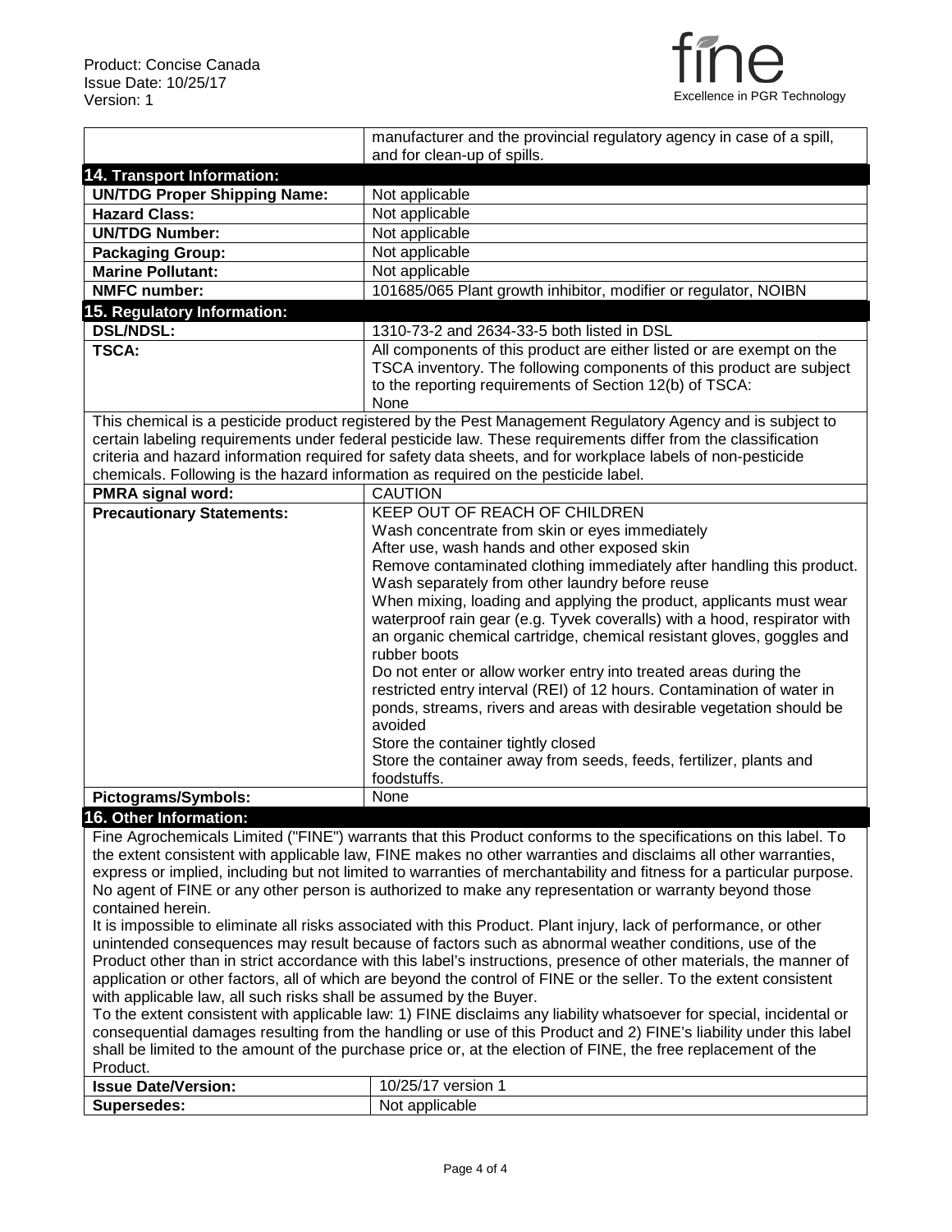| | |
|---|---|
| | manufacturer and the provincial regulatory agency in case of a spill, and for clean-up of spills. |

## 14. Transport Information:

| | |
|---|---|
| **UN/TDG Proper Shipping Name:** | Not applicable |
| **Hazard Class:** | Not applicable |
| **UN/TDG Number:** | Not applicable |
| **Packaging Group:** | Not applicable |
| **Marine Pollutant:** | Not applicable |
| **NMFC number:** | 101685/065 Plant growth inhibitor, modifier or regulator, NOIBN |

## 15. Regulatory Information:

| | |
|---|---|
| **DSL/NDSL:** | 1310-73-2 and 2634-33-5 both listed in DSL |
| **TSCA:** | All components of this product are either listed or are exempt on the TSCA inventory. The following components of this product are subject to the reporting requirements of Section 12(b) of TSCA: None |

This chemical is a pesticide product registered by the Pest Management Regulatory Agency and is subject to certain labeling requirements under federal pesticide law. These requirements differ from the classification criteria and hazard information required for safety data sheets, and for workplace labels of non-pesticide chemicals. Following is the hazard information as required on the pesticide label.

| | |
|---|---|
| **PMRA signal word:** | CAUTION |
| **Precautionary Statements:** | KEEP OUT OF REACH OF CHILDREN<br>Wash concentrate from skin or eyes immediately<br>After use, wash hands and other exposed skin<br>Remove contaminated clothing immediately after handling this product. Wash separately from other laundry before reuse<br>When mixing, loading and applying the product, applicants must wear waterproof rain gear (e.g. Tyvek coveralls) with a hood, respirator with an organic chemical cartridge, chemical resistant gloves, goggles and rubber boots<br>Do not enter or allow worker entry into treated areas during the restricted entry interval (REI) of 12 hours. Contamination of water in ponds, streams, rivers and areas with desirable vegetation should be avoided<br>Store the container tightly closed<br>Store the container away from seeds, feeds, fertilizer, plants and foodstuffs. |
| **Pictograms/Symbols:** | None |

## 16. Other Information:

Fine Agrochemicals Limited ("FINE") warrants that this Product conforms to the specifications on this label. To the extent consistent with applicable law, FINE makes no other warranties and disclaims all other warranties, express or implied, including but not limited to warranties of merchantability and fitness for a particular purpose. No agent of FINE or any other person is authorized to make any representation or warranty beyond those contained herein.

It is impossible to eliminate all risks associated with this Product. Plant injury, lack of performance, or other unintended consequences may result because of factors such as abnormal weather conditions, use of the Product other than in strict accordance with this label's instructions, presence of other materials, the manner of application or other factors, all of which are beyond the control of FINE or the seller. To the extent consistent with applicable law, all such risks shall be assumed by the Buyer.

To the extent consistent with applicable law: 1) FINE disclaims any liability whatsoever for special, incidental or consequential damages resulting from the handling or use of this Product and 2) FINE's liability under this label shall be limited to the amount of the purchase price or, at the election of FINE, the free replacement of the Product.

| | |
|---|---|
| **Issue Date/Version:** | 10/25/17 version 1 |
| **Supersedes:** | Not applicable |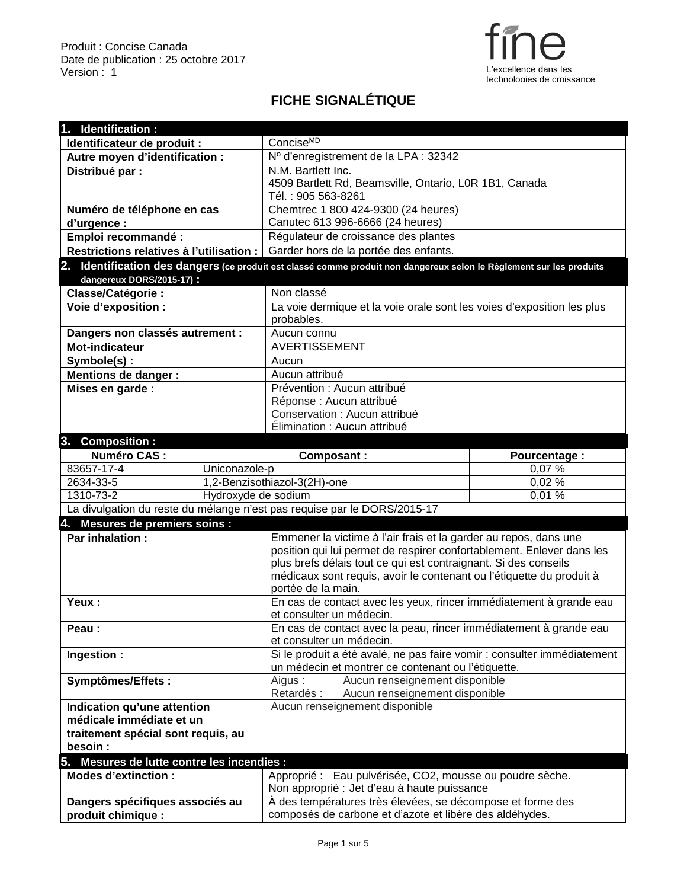Produit : Concise Canada
Date de publication : 25 octobre 2017
Version : 1

fine
L'excellence dans les technologies de croissance

# FICHE SIGNALÉTIQUE

## 1. Identification :

| | |
|---|---|
| **Identificateur de produit :** | Concise[MD] |
| **Autre moyen d'identification :** | Nº d'enregistrement de la LPA : 32342 |
| **Distribué par :** | N.M. Bartlett Inc.<br>4509 Bartlett Rd, Beamsville, Ontario, L0R 1B1, Canada<br>Tél. : 905 563-8261 |
| **Numéro de téléphone en cas d'urgence :** | Chemtrec 1 800 424-9300 (24 heures)<br>Canutec 613 996-6666 (24 heures) |
| **Emploi recommandé :** | Régulateur de croissance des plantes |
| **Restrictions relatives à l'utilisation :** | Garder hors de la portée des enfants. |

## 2. Identification des dangers (ce produit est classé comme produit non dangereux selon le Règlement sur les produits dangereux DORS/2015-17) :

| | |
|---|---|
| **Classe/Catégorie :** | Non classé |
| **Voie d'exposition :** | La voie dermique et la voie orale sont les voies d'exposition les plus probables. |
| **Dangers non classés autrement :** | Aucun connu |
| **Mot-indicateur** | AVERTISSEMENT |
| **Symbole(s) :** | Aucun |
| **Mentions de danger :** | Aucun attribué |
| **Mises en garde :** | Prévention : Aucun attribué<br>Réponse : Aucun attribué<br>Conservation : Aucun attribué<br>Élimination : Aucun attribué |

## 3. Composition :

| Numéro CAS : | Composant : | Pourcentage : |
|---|---|---|
| 83657-17-4 | Uniconazole-p | 0,07 % |
| 2634-33-5 | 1,2-Benzisothiazol-3(2H)-one | 0,02 % |
| 1310-73-2 | Hydroxyde de sodium | 0,01 % |
| La divulgation du reste du mélange n'est pas requise par le DORS/2015-17 | | |

## 4. Mesures de premiers soins :

| | |
|---|---|
| **Par inhalation :** | Emmener la victime à l'air frais et la garder au repos, dans une position qui lui permet de respirer confortablement. Enlever dans les plus brefs délais tout ce qui est contraignant. Si des conseils médicaux sont requis, avoir le contenant ou l'étiquette du produit à portée de la main. |
| **Yeux :** | En cas de contact avec les yeux, rincer immédiatement à grande eau et consulter un médecin. |
| **Peau :** | En cas de contact avec la peau, rincer immédiatement à grande eau et consulter un médecin. |
| **Ingestion :** | Si le produit a été avalé, ne pas faire vomir : consulter immédiatement un médecin et montrer ce contenant ou l'étiquette. |
| **Symptômes/Effets :** | Aigus : Aucun renseignement disponible<br>Retardés : Aucun renseignement disponible |
| **Indication qu'une attention médicale immédiate et un traitement spécial sont requis, au besoin :** | Aucun renseignement disponible |

## 5. Mesures de lutte contre les incendies :

| | |
|---|---|
| **Modes d'extinction :** | Approprié : Eau pulvérisée, CO2, mousse ou poudre sèche.<br>Non approprié : Jet d'eau à haute puissance |
| **Dangers spécifiques associés au produit chimique :** | À des températures très élevées, se décompose et forme des composés de carbone et d'azote et libère des aldéhydes. |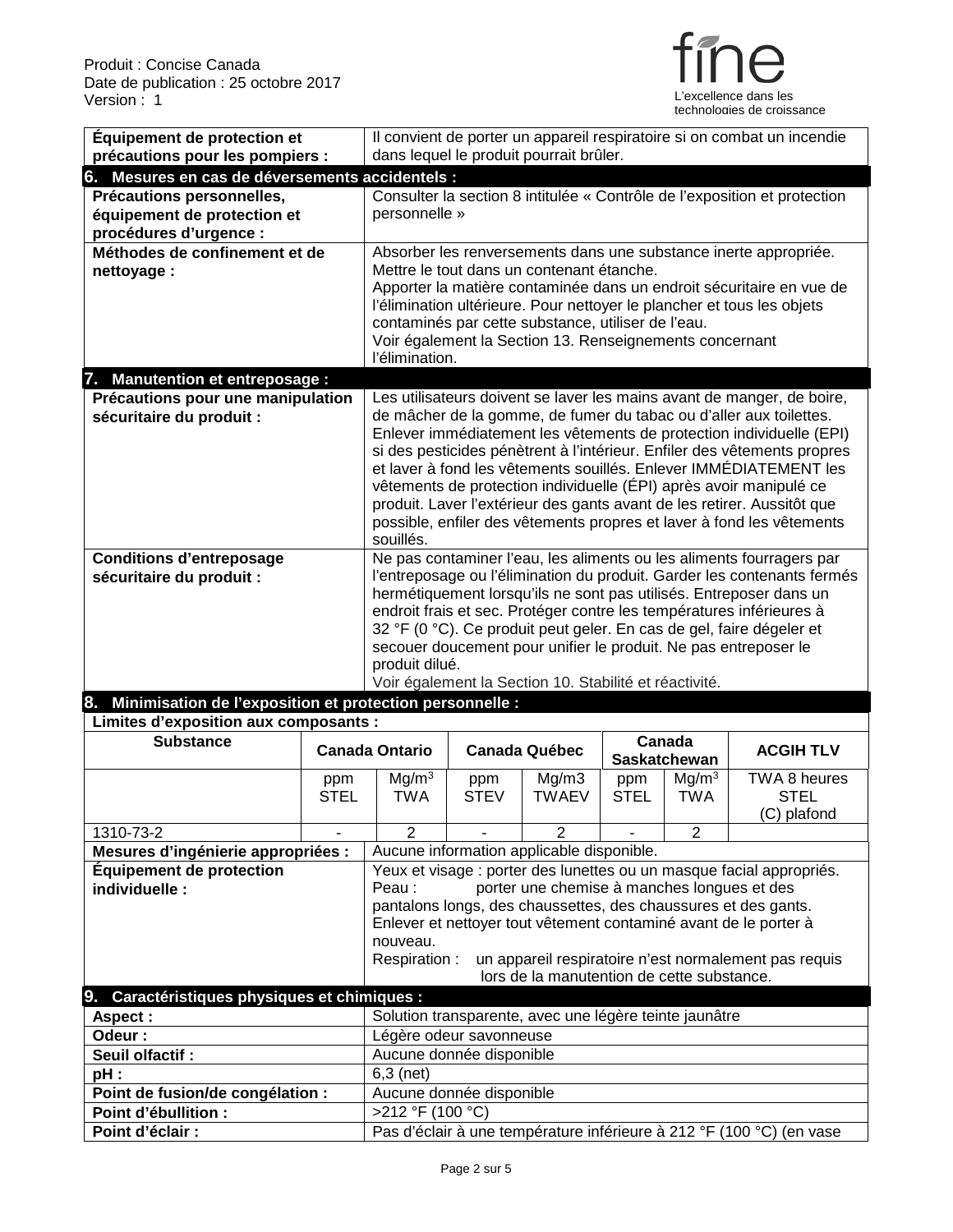| | |
|---|---|
| **Équipement de protection et précautions pour les pompiers :** | Il convient de porter un appareil respiratoire si on combat un incendie dans lequel le produit pourrait brûler. |

## 6. Mesures en cas de déversements accidentels :

| | |
|---|---|
| **Précautions personnelles, équipement de protection et procédures d'urgence :** | Consulter la section 8 intitulée « Contrôle de l'exposition et protection personnelle » |
| **Méthodes de confinement et de nettoyage :** | Absorber les renversements dans une substance inerte appropriée. Mettre le tout dans un contenant étanche. Apporter la matière contaminée dans un endroit sécuritaire en vue de l'élimination ultérieure. Pour nettoyer le plancher et tous les objets contaminés par cette substance, utiliser de l'eau. Voir également la Section 13. Renseignements concernant l'élimination. |

## 7. Manutention et entreposage :

| | |
|---|---|
| **Précautions pour une manipulation sécuritaire du produit :** | Les utilisateurs doivent se laver les mains avant de manger, de boire, de mâcher de la gomme, de fumer du tabac ou d'aller aux toilettes. Enlever immédiatement les vêtements de protection individuelle (EPI) si des pesticides pénètrent à l'intérieur. Enfiler des vêtements propres et laver à fond les vêtements souillés. Enlever IMMÉDIATEMENT les vêtements de protection individuelle (ÉPI) après avoir manipulé ce produit. Laver l'extérieur des gants avant de les retirer. Aussitôt que possible, enfiler des vêtements propres et laver à fond les vêtements souillés. |
| **Conditions d'entreposage sécuritaire du produit :** | Ne pas contaminer l'eau, les aliments ou les aliments fourragers par l'entreposage ou l'élimination du produit. Garder les contenants fermés hermétiquement lorsqu'ils ne sont pas utilisés. Entreposer dans un endroit frais et sec. Protéger contre les températures inférieures à 32 °F (0 °C). Ce produit peut geler. En cas de gel, faire dégeler et secouer doucement pour unifier le produit. Ne pas entreposer le produit dilué. Voir également la Section 10. Stabilité et réactivité. |

## 8. Minimisation de l'exposition et protection personnelle :

**Limites d'exposition aux composants :**

| Substance | Canada Ontario | | Canada Québec | | Canada Saskatchewan | | ACGIH TLV |
|---|---|---|---|---|---|---|---|
| | ppm STEL | $Mg/m^3$ TWA | ppm STEV | Mg/m3 TWAEV | ppm STEL | $Mg/m^3$ TWA | TWA 8 heures STEL (C) plafond |
| 1310-73-2 | - | 2 | - | 2 | - | 2 | |

| | |
|---|---|
| **Mesures d'ingénierie appropriées :** | Aucune information applicable disponible. |
| **Équipement de protection individuelle :** | Yeux et visage : porter des lunettes ou un masque facial appropriés.<br>Peau : porter une chemise à manches longues et des pantalons longs, des chaussettes, des chaussures et des gants. Enlever et nettoyer tout vêtement contaminé avant de le porter à nouveau.<br>Respiration : un appareil respiratoire n'est normalement pas requis lors de la manutention de cette substance. |

## 9. Caractéristiques physiques et chimiques :

| | |
|---|---|
| **Aspect :** | Solution transparente, avec une légère teinte jaunâtre |
| **Odeur :** | Légère odeur savonneuse |
| **Seuil olfactif :** | Aucune donnée disponible |
| **pH :** | 6,3 (net) |
| **Point de fusion/de congélation :** | Aucune donnée disponible |
| **Point d'ébullition :** | >212 °F (100 °C) |
| **Point d'éclair :** | Pas d'éclair à une température inférieure à 212 °F (100 °C) (en vase |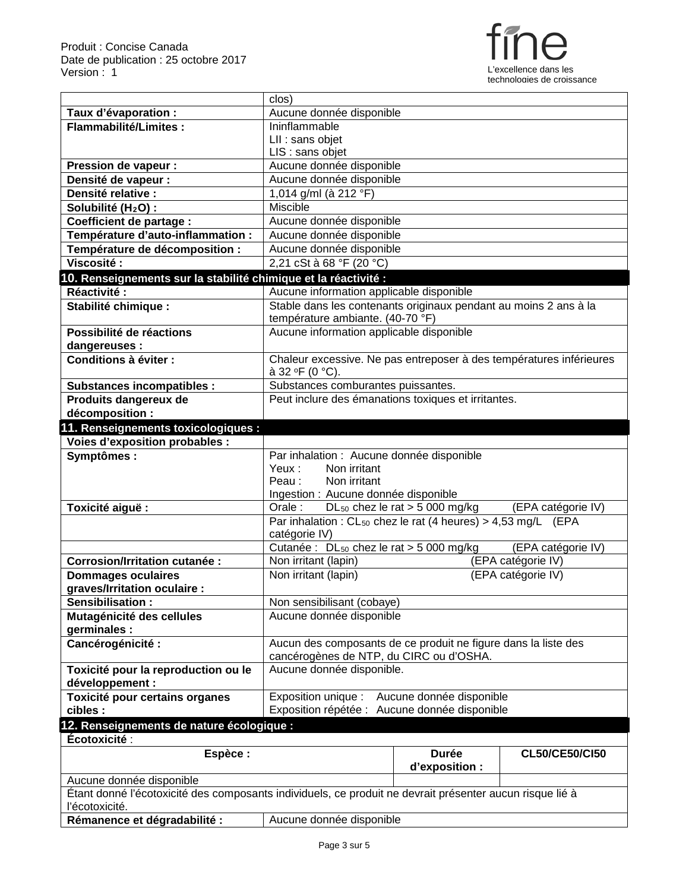| | |
|---|---|
| | clos) |
| **Taux d'évaporation :** | Aucune donnée disponible |
| **Flammabilité/Limites :** | Ininflammable<br>LII : sans objet<br>LIS : sans objet |
| **Pression de vapeur :** | Aucune donnée disponible |
| **Densité de vapeur :** | Aucune donnée disponible |
| **Densité relative :** | 1,014 g/ml (à 212 °F) |
| **Solubilité ($H_2O$) :** | Miscible |
| **Coefficient de partage :** | Aucune donnée disponible |
| **Température d'auto-inflammation :** | Aucune donnée disponible |
| **Température de décomposition :** | Aucune donnée disponible |
| **Viscosité :** | 2,21 cSt à 68 °F (20 °C) |

## 10. Renseignements sur la stabilité chimique et la réactivité :

| | |
|---|---|
| **Réactivité :** | Aucune information applicable disponible |
| **Stabilité chimique :** | Stable dans les contenants originaux pendant au moins 2 ans à la température ambiante. (40-70 °F) |
| **Possibilité de réactions dangereuses :** | Aucune information applicable disponible |
| **Conditions à éviter :** | Chaleur excessive. Ne pas entreposer à des températures inférieures à 32 °F (0 °C). |
| **Substances incompatibles :** | Substances comburantes puissantes. |
| **Produits dangereux de décomposition :** | Peut inclure des émanations toxiques et irritantes. |

## 11. Renseignements toxicologiques :

| | |
|---|---|
| **Voies d'exposition probables :** | |
| **Symptômes :** | Par inhalation : Aucune donnée disponible<br>Yeux : Non irritant<br>Peau : Non irritant<br>Ingestion : Aucune donnée disponible |
| **Toxicité aiguë :** | Orale : $DL_{50}$ chez le rat > 5 000 mg/kg (EPA catégorie IV) |
| | Par inhalation : $CL_{50}$ chez le rat (4 heures) > 4,53 mg/L (EPA catégorie IV) |
| | Cutanée : $DL_{50}$ chez le rat > 5 000 mg/kg (EPA catégorie IV) |
| **Corrosion/Irritation cutanée :** | Non irritant (lapin) (EPA catégorie IV) |
| **Dommages oculaires graves/Irritation oculaire :** | Non irritant (lapin) (EPA catégorie IV) |
| **Sensibilisation :** | Non sensibilisant (cobaye) |
| **Mutagénicité des cellules germinales :** | Aucune donnée disponible |
| **Cancérogénicité :** | Aucun des composants de ce produit ne figure dans la liste des cancérogènes de NTP, du CIRC ou d'OSHA. |
| **Toxicité pour la reproduction ou le développement :** | Aucune donnée disponible. |
| **Toxicité pour certains organes cibles :** | Exposition unique : Aucune donnée disponible<br>Exposition répétée : Aucune donnée disponible |

## 12. Renseignements de nature écologique :

**Écotoxicité** :

| Espèce : | Durée d'exposition : | CL50/CE50/CI50 |
|---|---|---|
| Aucune donnée disponible | | |

Étant donné l'écotoxicité des composants individuels, ce produit ne devrait présenter aucun risque lié à l'écotoxicité.

| | |
|---|---|
| **Rémanence et dégradabilité :** | Aucune donnée disponible |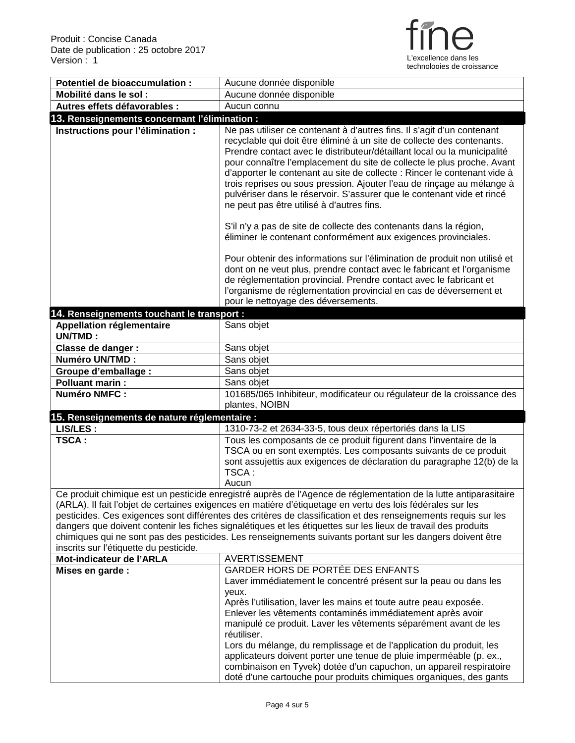| | |
|---|---|
| **Potentiel de bioaccumulation :** | Aucune donnée disponible |
| **Mobilité dans le sol :** | Aucune donnée disponible |
| **Autres effets défavorables :** | Aucun connu |

## 13. Renseignements concernant l'élimination :

| | |
|---|---|
| **Instructions pour l'élimination :** | Ne pas utiliser ce contenant à d'autres fins. Il s'agit d'un contenant recyclable qui doit être éliminé à un site de collecte des contenants. Prendre contact avec le distributeur/détaillant local ou la municipalité pour connaître l'emplacement du site de collecte le plus proche. Avant d'apporter le contenant au site de collecte : Rincer le contenant vide à trois reprises ou sous pression. Ajouter l'eau de rinçage au mélange à pulvériser dans le réservoir. S'assurer que le contenant vide et rincé ne peut pas être utilisé à d'autres fins.<br><br>S'il n'y a pas de site de collecte des contenants dans la région, éliminer le contenant conformément aux exigences provinciales.<br><br>Pour obtenir des informations sur l'élimination de produit non utilisé et dont on ne veut plus, prendre contact avec le fabricant et l'organisme de réglementation provincial. Prendre contact avec le fabricant et l'organisme de réglementation provincial en cas de déversement et pour le nettoyage des déversements. |

## 14. Renseignements touchant le transport :

| | |
|---|---|
| **Appellation réglementaire UN/TMD :** | Sans objet |
| **Classe de danger :** | Sans objet |
| **Numéro UN/TMD :** | Sans objet |
| **Groupe d'emballage :** | Sans objet |
| **Polluant marin :** | Sans objet |
| **Numéro NMFC :** | 101685/065 Inhibiteur, modificateur ou régulateur de la croissance des plantes, NOIBN |

## 15. Renseignements de nature réglementaire :

| | |
|---|---|
| **LIS/LES :** | 1310-73-2 et 2634-33-5, tous deux répertoriés dans la LIS |
| **TSCA :** | Tous les composants de ce produit figurent dans l'inventaire de la TSCA ou en sont exemptés. Les composants suivants de ce produit sont assujettis aux exigences de déclaration du paragraphe 12(b) de la TSCA :<br>Aucun |

Ce produit chimique est un pesticide enregistré auprès de l'Agence de réglementation de la lutte antiparasitaire (ARLA). Il fait l'objet de certaines exigences en matière d'étiquetage en vertu des lois fédérales sur les pesticides. Ces exigences sont différentes des critères de classification et des renseignements requis sur les dangers que doivent contenir les fiches signalétiques et les étiquettes sur les lieux de travail des produits chimiques qui ne sont pas des pesticides. Les renseignements suivants portant sur les dangers doivent être inscrits sur l'étiquette du pesticide.

| | |
|---|---|
| **Mot-indicateur de l'ARLA** | AVERTISSEMENT |
| **Mises en garde :** | GARDER HORS DE PORTÉE DES ENFANTS<br>Laver immédiatement le concentré présent sur la peau ou dans les yeux.<br>Après l'utilisation, laver les mains et toute autre peau exposée.<br>Enlever les vêtements contaminés immédiatement après avoir manipulé ce produit. Laver les vêtements séparément avant de les réutiliser.<br>Lors du mélange, du remplissage et de l'application du produit, les applicateurs doivent porter une tenue de pluie imperméable (p. ex., combinaison en Tyvek) dotée d'un capuchon, un appareil respiratoire doté d'une cartouche pour produits chimiques organiques, des gants |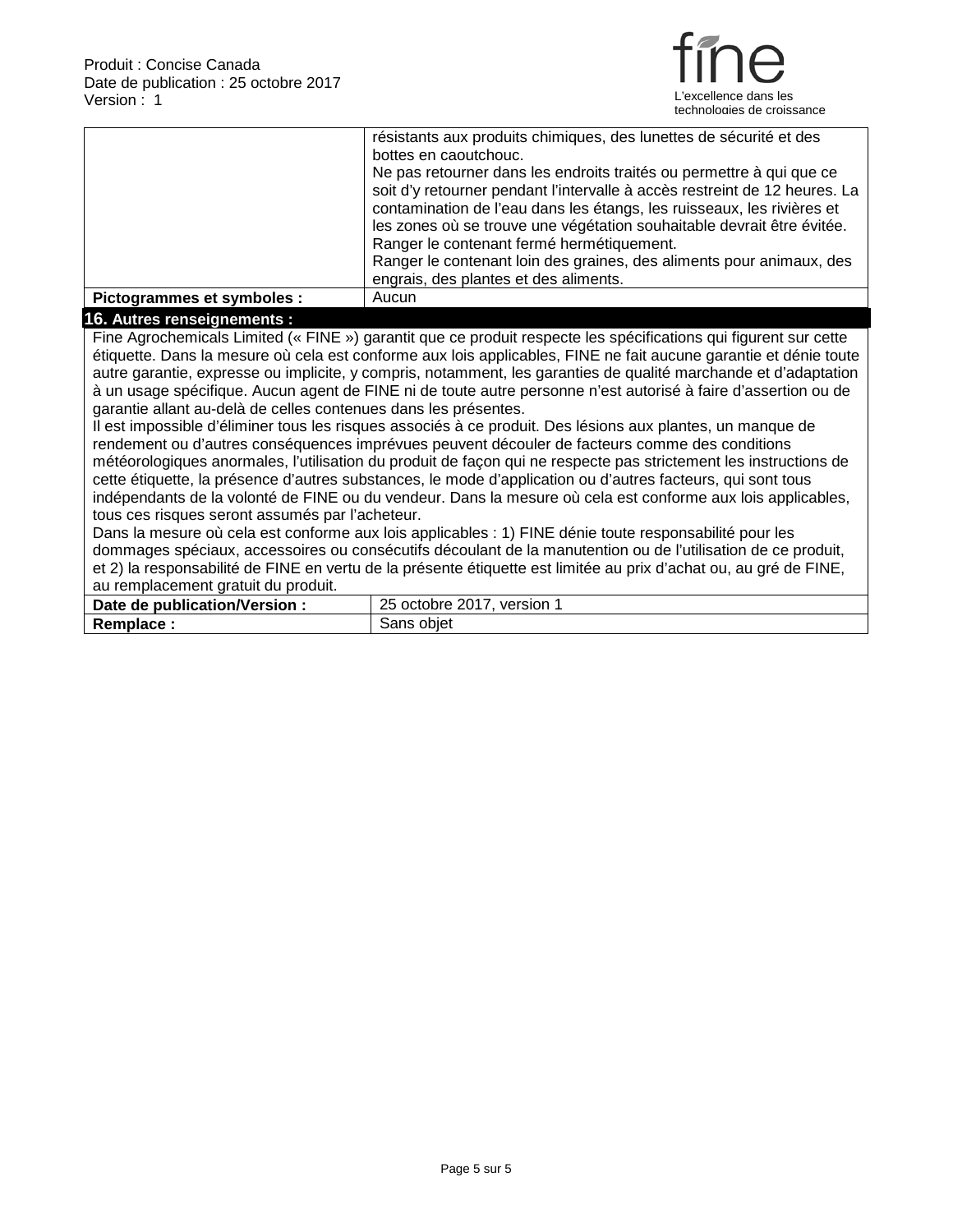| | |
|---|---|
| | résistants aux produits chimiques, des lunettes de sécurité et des bottes en caoutchouc.<br>Ne pas retourner dans les endroits traités ou permettre à qui que ce soit d'y retourner pendant l'intervalle à accès restreint de 12 heures. La contamination de l'eau dans les étangs, les ruisseaux, les rivières et les zones où se trouve une végétation souhaitable devrait être évitée.<br>Ranger le contenant fermé hermétiquement.<br>Ranger le contenant loin des graines, des aliments pour animaux, des engrais, des plantes et des aliments. |
| **Pictogrammes et symboles :** | Aucun |

## 16. Autres renseignements :

Fine Agrochemicals Limited (« FINE ») garantit que ce produit respecte les spécifications qui figurent sur cette étiquette. Dans la mesure où cela est conforme aux lois applicables, FINE ne fait aucune garantie et dénie toute autre garantie, expresse ou implicite, y compris, notamment, les garanties de qualité marchande et d'adaptation à un usage spécifique. Aucun agent de FINE ni de toute autre personne n'est autorisé à faire d'assertion ou de garantie allant au-delà de celles contenues dans les présentes.

Il est impossible d'éliminer tous les risques associés à ce produit. Des lésions aux plantes, un manque de rendement ou d'autres conséquences imprévues peuvent découler de facteurs comme des conditions météorologiques anormales, l'utilisation du produit de façon qui ne respecte pas strictement les instructions de cette étiquette, la présence d'autres substances, le mode d'application ou d'autres facteurs, qui sont tous indépendants de la volonté de FINE ou du vendeur. Dans la mesure où cela est conforme aux lois applicables, tous ces risques seront assumés par l'acheteur.

Dans la mesure où cela est conforme aux lois applicables : 1) FINE dénie toute responsabilité pour les dommages spéciaux, accessoires ou consécutifs découlant de la manutention ou de l'utilisation de ce produit, et 2) la responsabilité de FINE en vertu de la présente étiquette est limitée au prix d'achat ou, au gré de FINE, au remplacement gratuit du produit.

| | |
|---|---|
| **Date de publication/Version :** | 25 octobre 2017, version 1 |
| **Remplace :** | Sans objet |